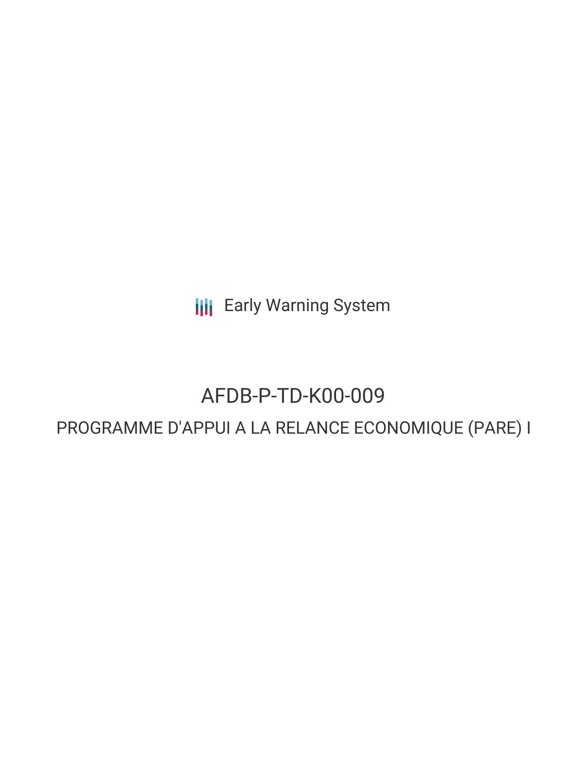Early Warning System

# AFDB-P-TD-K00-009

## PROGRAMME D'APPUI A LA RELANCE ECONOMIQUE (PARE) I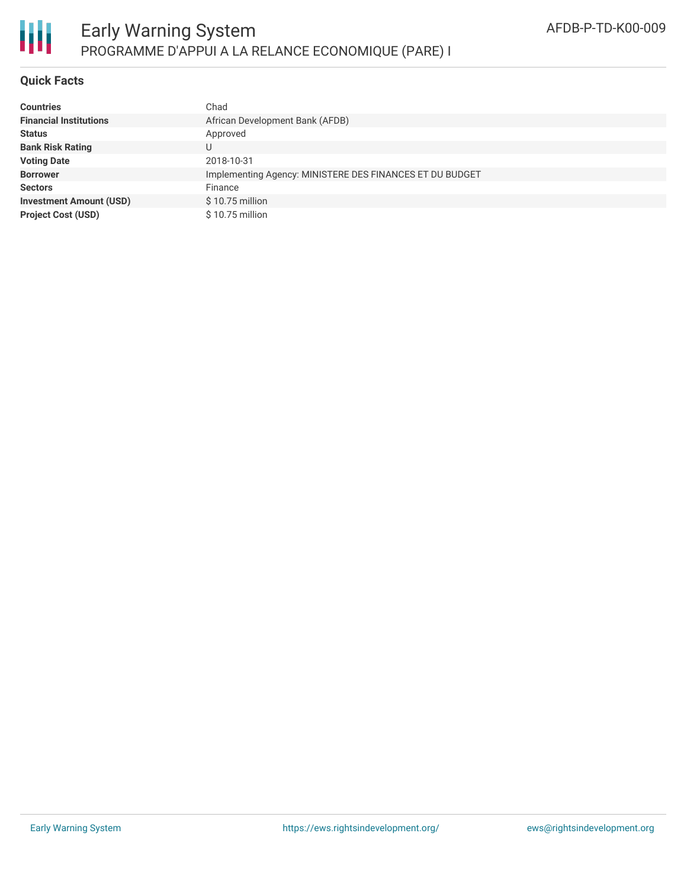# Early Warning System

## PROGRAMME D'APPUI A LA RELANCE ECONOMIQUE (PARE) I

AFDB-P-TD-K00-009

### Quick Facts

| | |
|---|---|
| **Countries** | Chad |
| **Financial Institutions** | African Development Bank (AFDB) |
| **Status** | Approved |
| **Bank Risk Rating** | U |
| **Voting Date** | 2018-10-31 |
| **Borrower** | Implementing Agency: MINISTERE DES FINANCES ET DU BUDGET |
| **Sectors** | Finance |
| **Investment Amount (USD)** | $ 10.75 million |
| **Project Cost (USD)** | $ 10.75 million |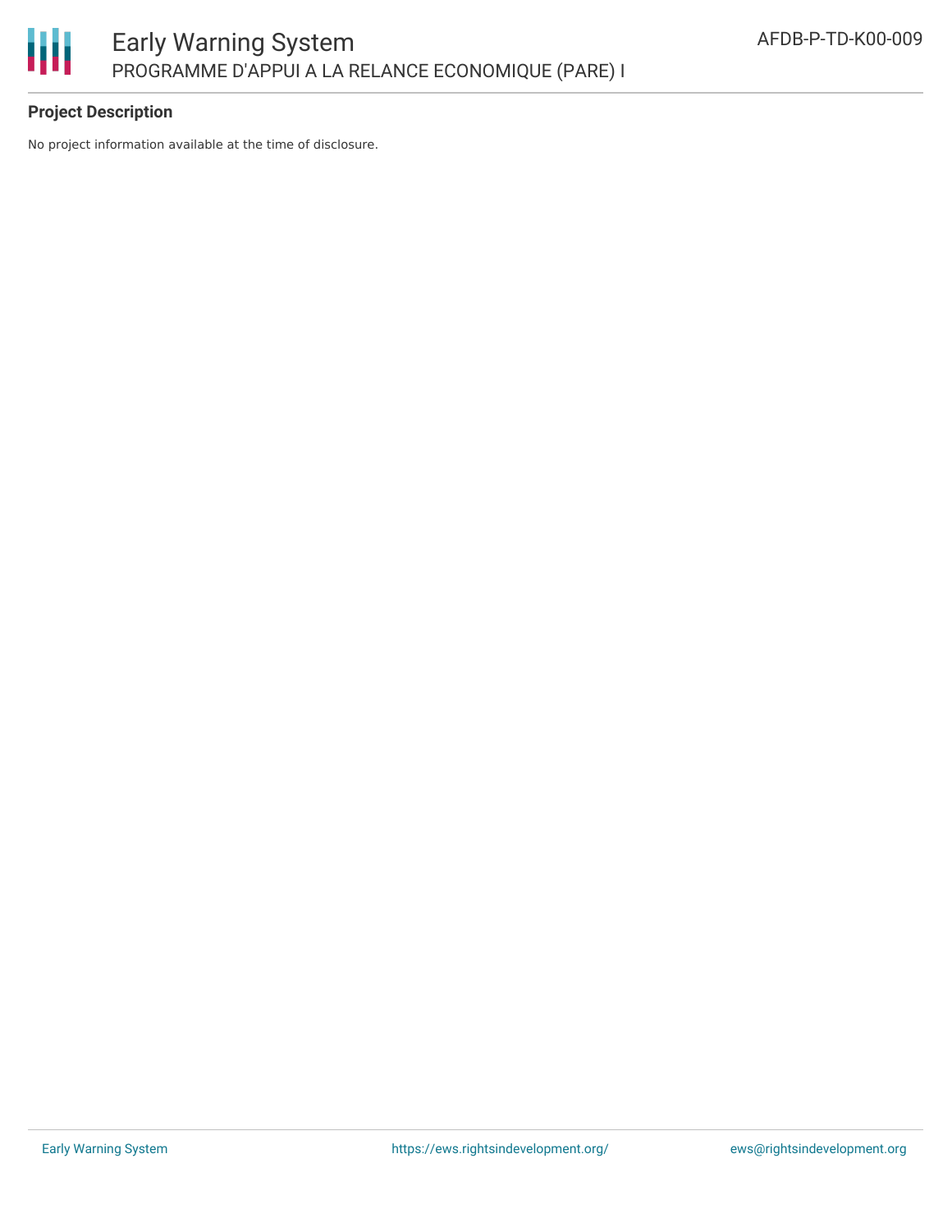## Project Description

No project information available at the time of disclosure.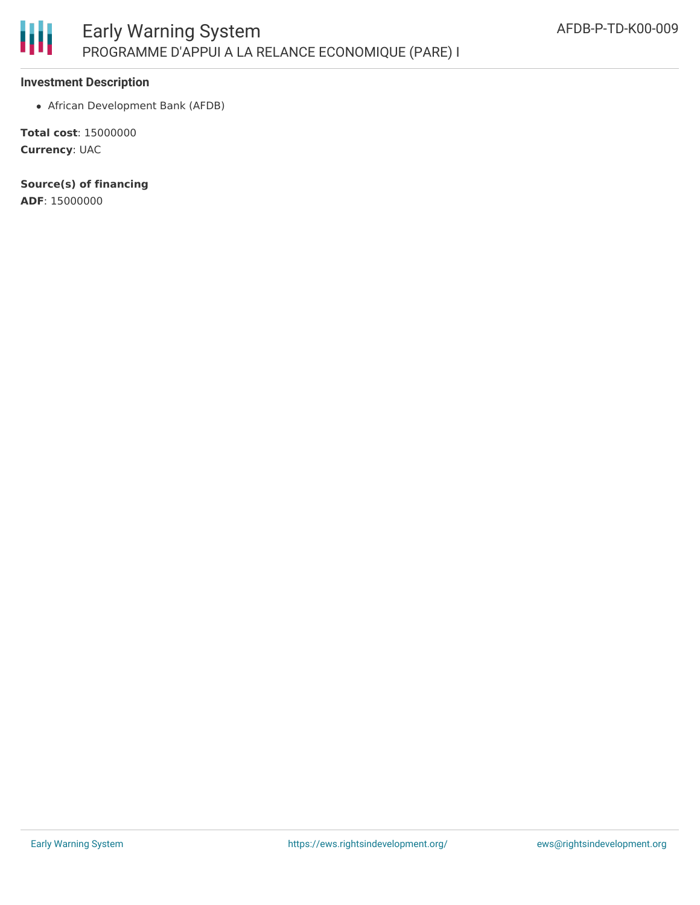### Investment Description

- African Development Bank (AFDB)

**Total cost**: 15000000
**Currency**: UAC

**Source(s) of financing**
**ADF**: 15000000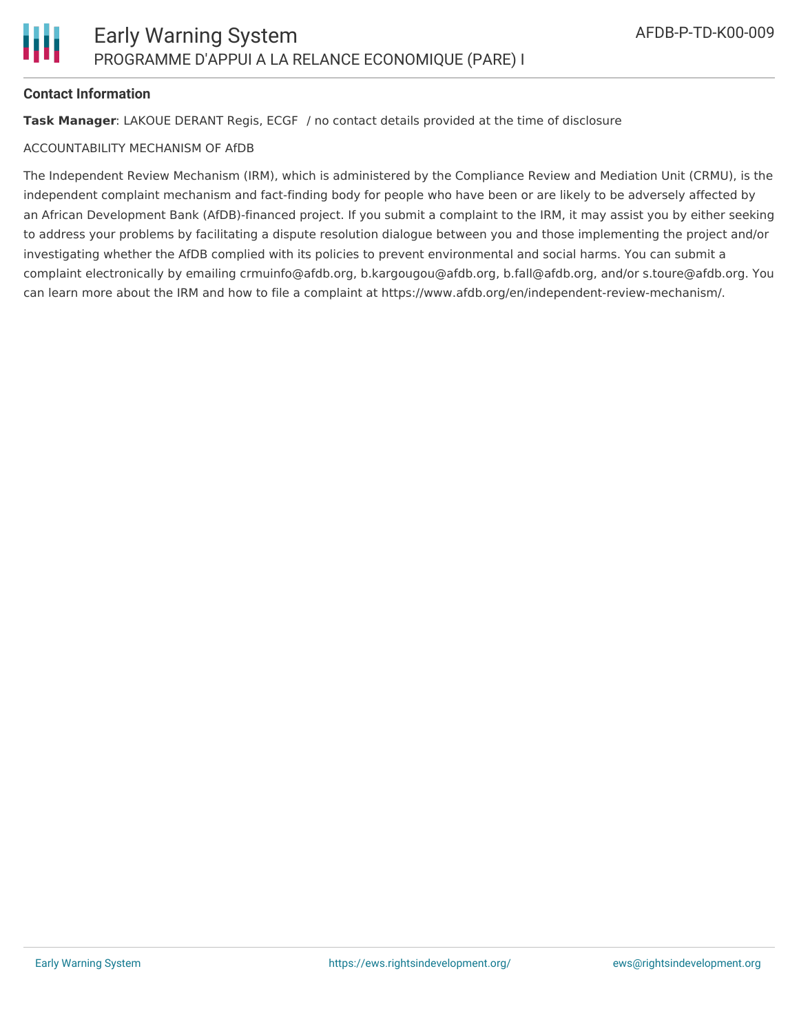## Contact Information

**Task Manager**: LAKOUE DERANT Regis, ECGF / no contact details provided at the time of disclosure

ACCOUNTABILITY MECHANISM OF AfDB

The Independent Review Mechanism (IRM), which is administered by the Compliance Review and Mediation Unit (CRMU), is the independent complaint mechanism and fact-finding body for people who have been or are likely to be adversely affected by an African Development Bank (AfDB)-financed project. If you submit a complaint to the IRM, it may assist you by either seeking to address your problems by facilitating a dispute resolution dialogue between you and those implementing the project and/or investigating whether the AfDB complied with its policies to prevent environmental and social harms. You can submit a complaint electronically by emailing crmuinfo@afdb.org, b.kargougou@afdb.org, b.fall@afdb.org, and/or s.toure@afdb.org. You can learn more about the IRM and how to file a complaint at https://www.afdb.org/en/independent-review-mechanism/.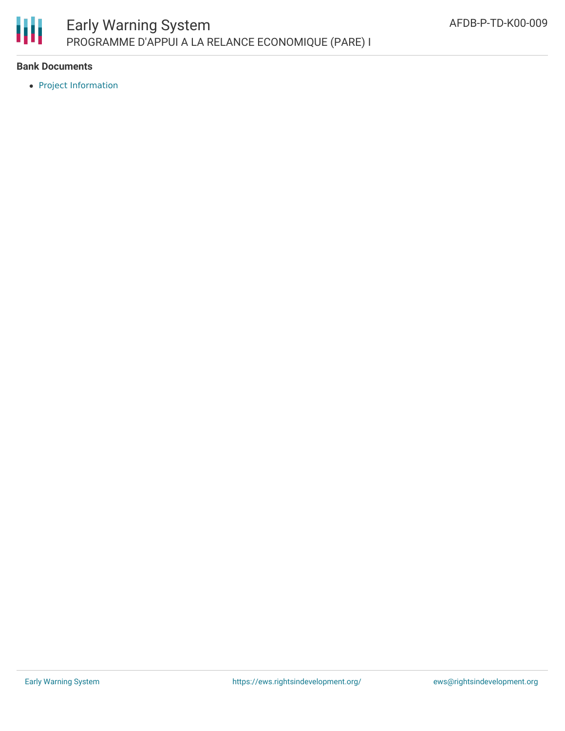**Bank Documents**

- Project Information